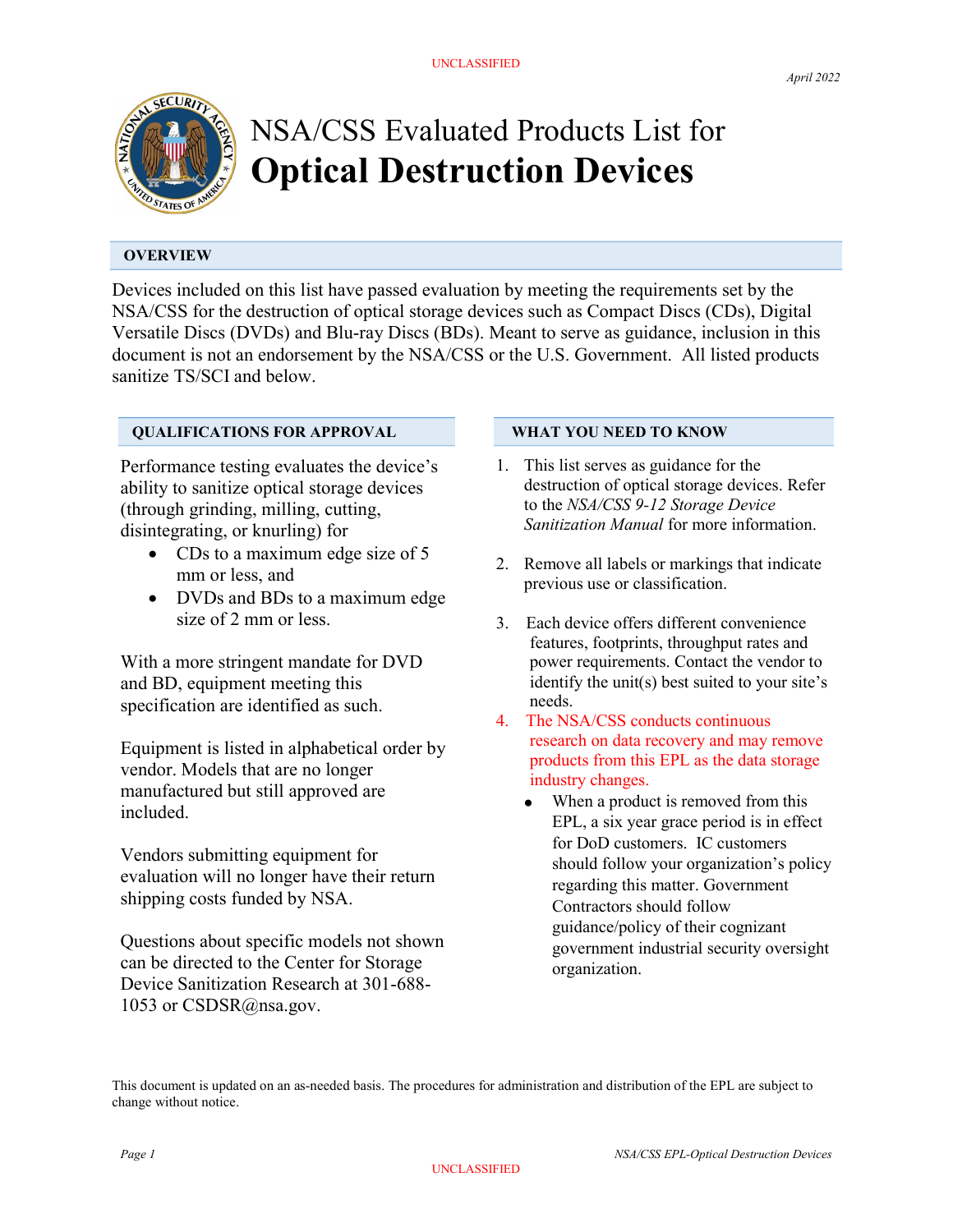UNCLASSIFIED

*April 2022*

# NSA/CSS Evaluated Products List for **Optical Destruction Devices**

## OVERVIEW

Devices included on this list have passed evaluation by meeting the requirements set by the NSA/CSS for the destruction of optical storage devices such as Compact Discs (CDs), Digital Versatile Discs (DVDs) and Blu-ray Discs (BDs). Meant to serve as guidance, inclusion in this document is not an endorsement by the NSA/CSS or the U.S. Government. All listed products sanitize TS/SCI and below.

## QUALIFICATIONS FOR APPROVAL

Performance testing evaluates the device's ability to sanitize optical storage devices (through grinding, milling, cutting, disintegrating, or knurling) for

- CDs to a maximum edge size of 5 mm or less, and
- DVDs and BDs to a maximum edge size of 2 mm or less.

With a more stringent mandate for DVD and BD, equipment meeting this specification are identified as such.

Equipment is listed in alphabetical order by vendor. Models that are no longer manufactured but still approved are included.

Vendors submitting equipment for evaluation will no longer have their return shipping costs funded by NSA.

Questions about specific models not shown can be directed to the Center for Storage Device Sanitization Research at 301-688-1053 or CSDSR@nsa.gov.

## WHAT YOU NEED TO KNOW

1. This list serves as guidance for the destruction of optical storage devices. Refer to the *NSA/CSS 9-12 Storage Device Sanitization Manual* for more information.
2. Remove all labels or markings that indicate previous use or classification.
3. Each device offers different convenience features, footprints, throughput rates and power requirements. Contact the vendor to identify the unit(s) best suited to your site's needs.
4. The NSA/CSS conducts continuous research on data recovery and may remove products from this EPL as the data storage industry changes.
   - When a product is removed from this EPL, a six year grace period is in effect for DoD customers. IC customers should follow your organization's policy regarding this matter. Government Contractors should follow guidance/policy of their cognizant government industrial security oversight organization.

This document is updated on an as-needed basis. The procedures for administration and distribution of the EPL are subject to change without notice.

UNCLASSIFIED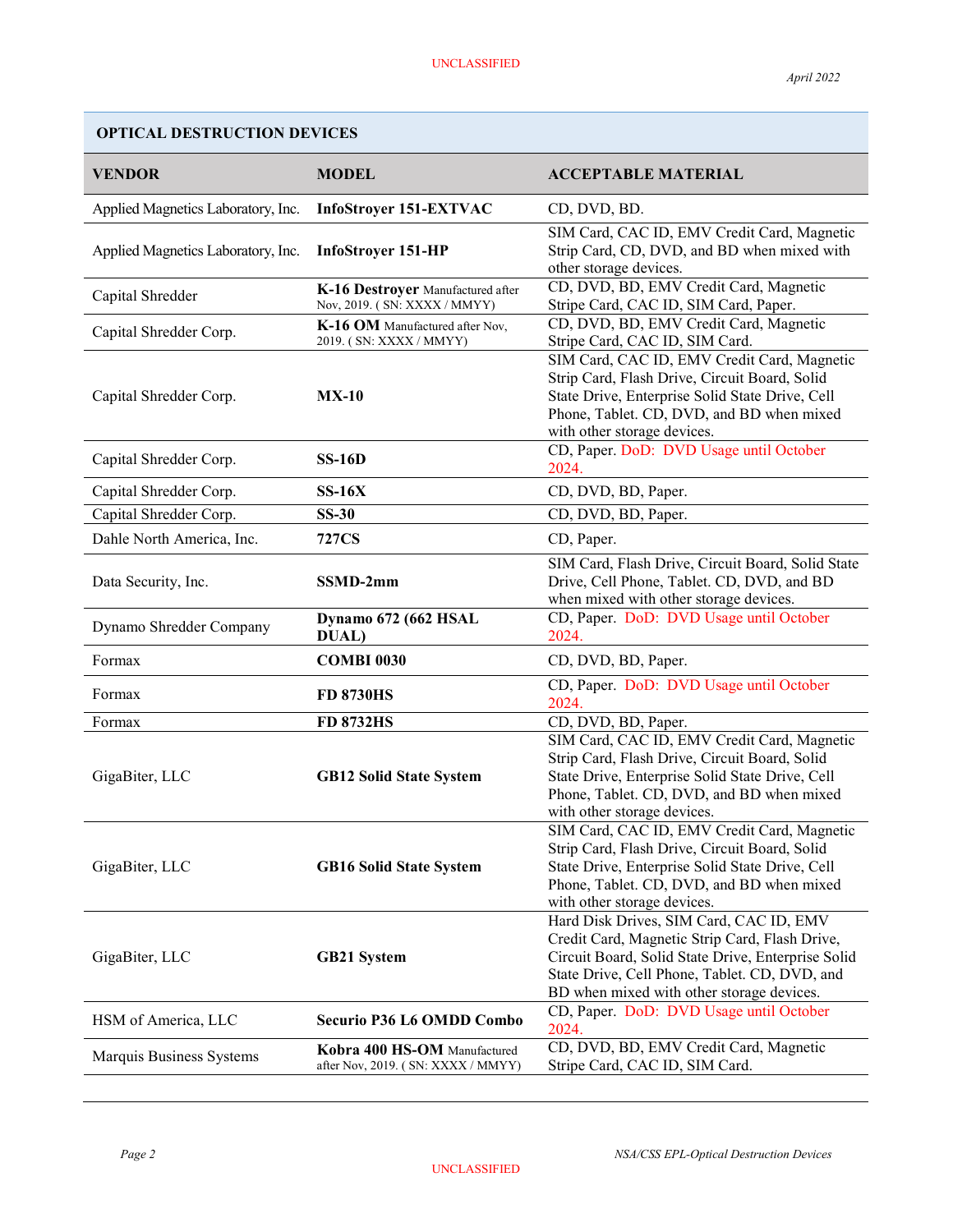## OPTICAL DESTRUCTION DEVICES

| VENDOR | MODEL | ACCEPTABLE MATERIAL |
|---|---|---|
| Applied Magnetics Laboratory, Inc. | **InfoStroyer 151-EXTVAC** | CD, DVD, BD. |
| Applied Magnetics Laboratory, Inc. | **InfoStroyer 151-HP** | SIM Card, CAC ID, EMV Credit Card, Magnetic Strip Card, CD, DVD, and BD when mixed with other storage devices. |
| Capital Shredder | **K-16 Destroyer** Manufactured after Nov, 2019. ( SN: XXXX / MMYY) | CD, DVD, BD, EMV Credit Card, Magnetic Stripe Card, CAC ID, SIM Card, Paper. |
| Capital Shredder Corp. | **K-16 OM** Manufactured after Nov, 2019. ( SN: XXXX / MMYY) | CD, DVD, BD, EMV Credit Card, Magnetic Stripe Card, CAC ID, SIM Card. |
| Capital Shredder Corp. | **MX-10** | SIM Card, CAC ID, EMV Credit Card, Magnetic Strip Card, Flash Drive, Circuit Board, Solid State Drive, Enterprise Solid State Drive, Cell Phone, Tablet. CD, DVD, and BD when mixed with other storage devices. |
| Capital Shredder Corp. | **SS-16D** | CD, Paper. DoD: DVD Usage until October 2024. |
| Capital Shredder Corp. | **SS-16X** | CD, DVD, BD, Paper. |
| Capital Shredder Corp. | **SS-30** | CD, DVD, BD, Paper. |
| Dahle North America, Inc. | **727CS** | CD, Paper. |
| Data Security, Inc. | **SSMD-2mm** | SIM Card, Flash Drive, Circuit Board, Solid State Drive, Cell Phone, Tablet. CD, DVD, and BD when mixed with other storage devices. |
| Dynamo Shredder Company | **Dynamo 672 (662 HSAL DUAL)** | CD, Paper. DoD: DVD Usage until October 2024. |
| Formax | **COMBI 0030** | CD, DVD, BD, Paper. |
| Formax | **FD 8730HS** | CD, Paper. DoD: DVD Usage until October 2024. |
| Formax | **FD 8732HS** | CD, DVD, BD, Paper. |
| GigaBiter, LLC | **GB12 Solid State System** | SIM Card, CAC ID, EMV Credit Card, Magnetic Strip Card, Flash Drive, Circuit Board, Solid State Drive, Enterprise Solid State Drive, Cell Phone, Tablet. CD, DVD, and BD when mixed with other storage devices. |
| GigaBiter, LLC | **GB16 Solid State System** | SIM Card, CAC ID, EMV Credit Card, Magnetic Strip Card, Flash Drive, Circuit Board, Solid State Drive, Enterprise Solid State Drive, Cell Phone, Tablet. CD, DVD, and BD when mixed with other storage devices. |
| GigaBiter, LLC | **GB21 System** | Hard Disk Drives, SIM Card, CAC ID, EMV Credit Card, Magnetic Strip Card, Flash Drive, Circuit Board, Solid State Drive, Enterprise Solid State Drive, Cell Phone, Tablet. CD, DVD, and BD when mixed with other storage devices. |
| HSM of America, LLC | **Securio P36 L6 OMDD Combo** | CD, Paper. DoD: DVD Usage until October 2024. |
| Marquis Business Systems | **Kobra 400 HS-OM** Manufactured after Nov, 2019. ( SN: XXXX / MMYY) | CD, DVD, BD, EMV Credit Card, Magnetic Stripe Card, CAC ID, SIM Card. |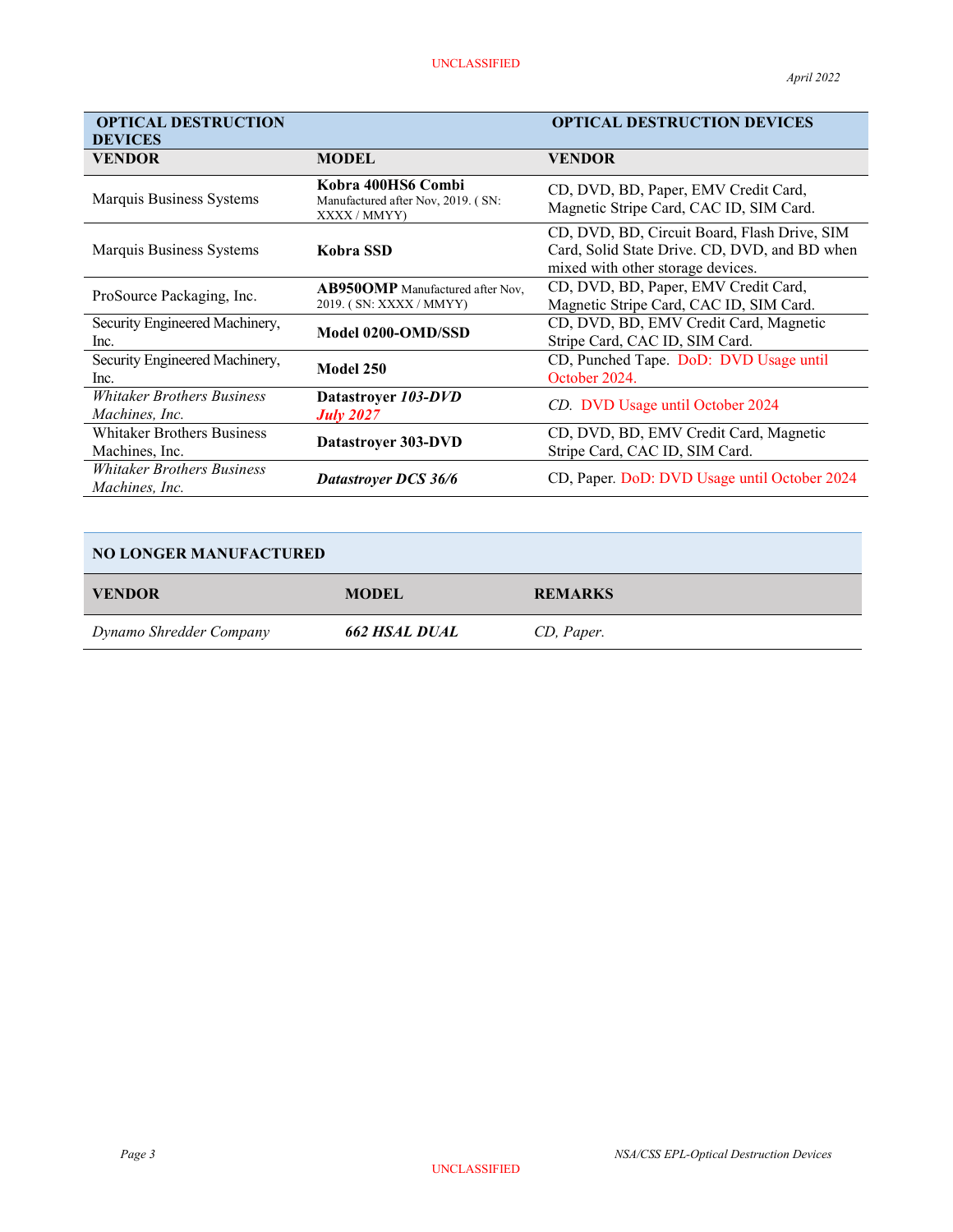| **OPTICAL DESTRUCTION DEVICES** | | **OPTICAL DESTRUCTION DEVICES** |
|---|---|---|
| **VENDOR** | **MODEL** | **VENDOR** |
| Marquis Business Systems | **Kobra 400HS6 Combi** Manufactured after Nov, 2019. ( SN: XXXX / MMYY) | CD, DVD, BD, Paper, EMV Credit Card, Magnetic Stripe Card, CAC ID, SIM Card. |
| Marquis Business Systems | **Kobra SSD** | CD, DVD, BD, Circuit Board, Flash Drive, SIM Card, Solid State Drive. CD, DVD, and BD when mixed with other storage devices. |
| ProSource Packaging, Inc. | **AB950OMP** Manufactured after Nov, 2019. ( SN: XXXX / MMYY) | CD, DVD, BD, Paper, EMV Credit Card, Magnetic Stripe Card, CAC ID, SIM Card. |
| Security Engineered Machinery, Inc. | **Model 0200-OMD/SSD** | CD, DVD, BD, EMV Credit Card, Magnetic Stripe Card, CAC ID, SIM Card. |
| Security Engineered Machinery, Inc. | **Model 250** | CD, Punched Tape. DoD: DVD Usage until October 2024. |
| *Whitaker Brothers Business Machines, Inc.* | **Datastroyer *103-DVD*** ***July 2027*** | *CD.* DVD Usage until October 2024 |
| Whitaker Brothers Business Machines, Inc. | **Datastroyer 303-DVD** | CD, DVD, BD, EMV Credit Card, Magnetic Stripe Card, CAC ID, SIM Card. |
| *Whitaker Brothers Business Machines, Inc.* | ***Datastroyer DCS 36/6*** | CD, Paper. DoD: DVD Usage until October 2024 |

| **NO LONGER MANUFACTURED** | | |
|---|---|---|
| **VENDOR** | **MODEL** | **REMARKS** |
| *Dynamo Shredder Company* | ***662 HSAL DUAL*** | *CD, Paper.* |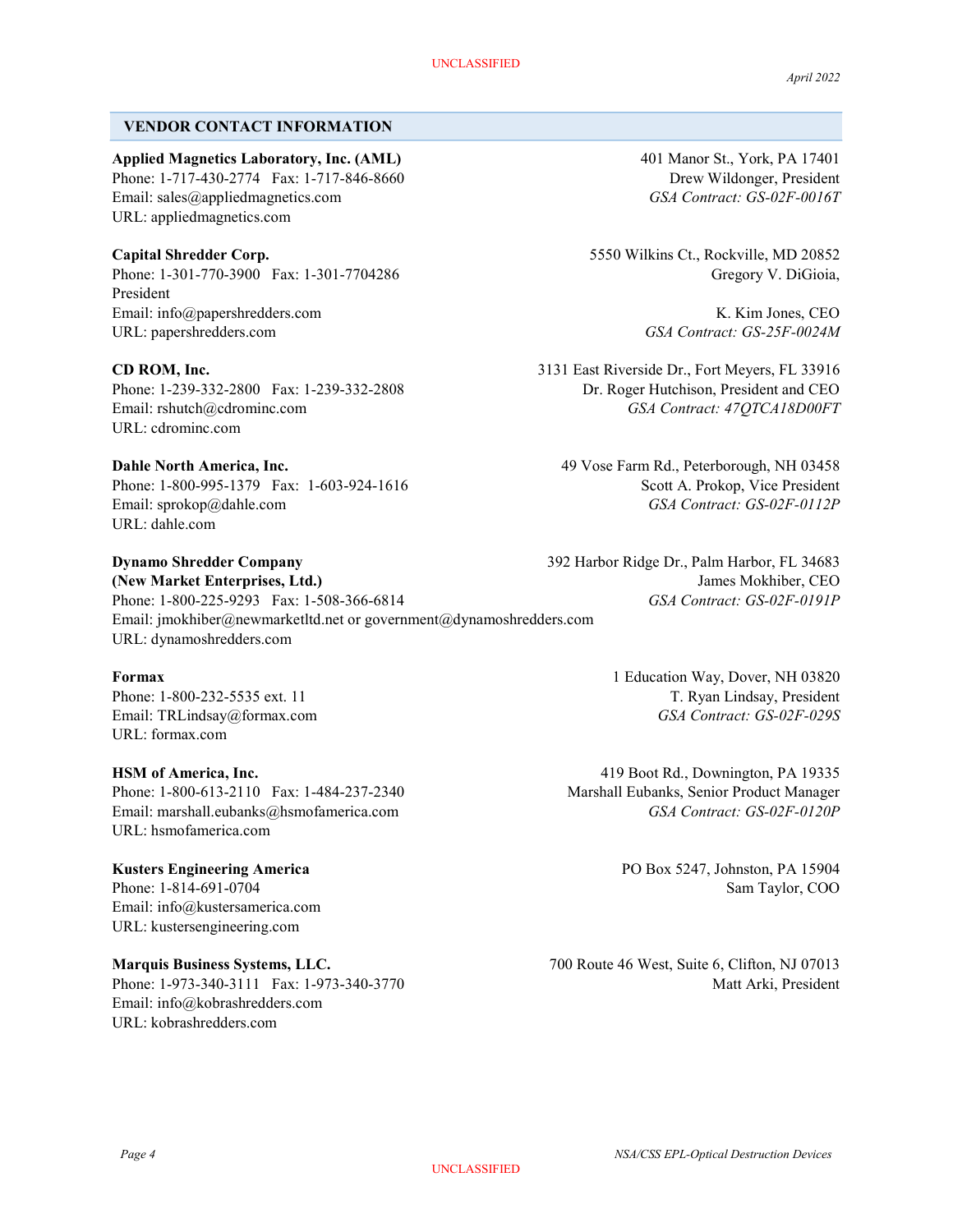## VENDOR CONTACT INFORMATION

**Applied Magnetics Laboratory, Inc. (AML)**
401 Manor St., York, PA 17401
Phone: 1-717-430-2774 Fax: 1-717-846-8660
Drew Wildonger, President
Email: sales@appliedmagnetics.com
*GSA Contract: GS-02F-0016T*
URL: appliedmagnetics.com

**Capital Shredder Corp.**
5550 Wilkins Ct., Rockville, MD 20852
Phone: 1-301-770-3900 Fax: 1-301-7704286
Gregory V. DiGioia, President
Email: info@papershredders.com
K. Kim Jones, CEO
URL: papershredders.com
*GSA Contract: GS-25F-0024M*

**CD ROM, Inc.**
3131 East Riverside Dr., Fort Meyers, FL 33916
Phone: 1-239-332-2800 Fax: 1-239-332-2808
Dr. Roger Hutchison, President and CEO
Email: rshutch@cdrominc.com
*GSA Contract: 47QTCA18D00FT*
URL: cdrominc.com

**Dahle North America, Inc.**
49 Vose Farm Rd., Peterborough, NH 03458
Phone: 1-800-995-1379 Fax: 1-603-924-1616
Scott A. Prokop, Vice President
Email: sprokop@dahle.com
*GSA Contract: GS-02F-0112P*
URL: dahle.com

**Dynamo Shredder Company**
**(New Market Enterprises, Ltd.)**
392 Harbor Ridge Dr., Palm Harbor, FL 34683
James Mokhiber, CEO
Phone: 1-800-225-9293 Fax: 1-508-366-6814
*GSA Contract: GS-02F-0191P*
Email: jmokhiber@newmarketltd.net or government@dynamoshredders.com
URL: dynamoshredders.com

**Formax**
1 Education Way, Dover, NH 03820
Phone: 1-800-232-5535 ext. 11
T. Ryan Lindsay, President
Email: TRLindsay@formax.com
*GSA Contract: GS-02F-029S*
URL: formax.com

**HSM of America, Inc.**
419 Boot Rd., Downington, PA 19335
Phone: 1-800-613-2110 Fax: 1-484-237-2340
Marshall Eubanks, Senior Product Manager
Email: marshall.eubanks@hsmofamerica.com
*GSA Contract: GS-02F-0120P*
URL: hsmofamerica.com

**Kusters Engineering America**
PO Box 5247, Johnston, PA 15904
Phone: 1-814-691-0704
Sam Taylor, COO
Email: info@kustersamerica.com
URL: kustersengineering.com

**Marquis Business Systems, LLC.**
700 Route 46 West, Suite 6, Clifton, NJ 07013
Phone: 1-973-340-3111 Fax: 1-973-340-3770
Matt Arki, President
Email: info@kobrashredders.com
URL: kobrashredders.com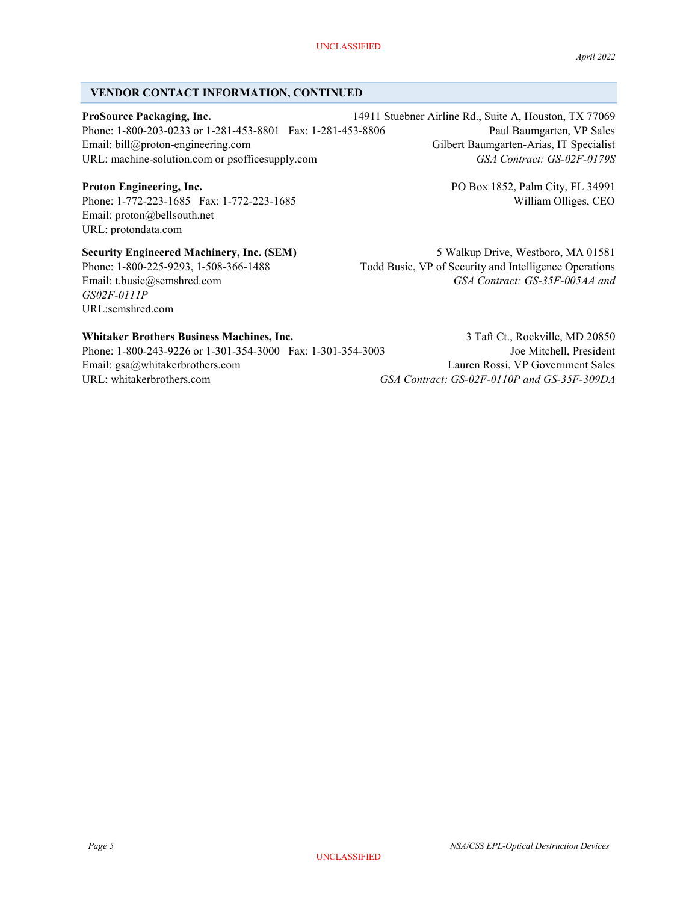## VENDOR CONTACT INFORMATION, CONTINUED

**ProSource Packaging, Inc.**
14911 Stuebner Airline Rd., Suite A, Houston, TX 77069
Phone: 1-800-203-0233 or 1-281-453-8801 Fax: 1-281-453-8806
Paul Baumgarten, VP Sales
Email: bill@proton-engineering.com
Gilbert Baumgarten-Arias, IT Specialist
URL: machine-solution.com or psofficesupply.com
*GSA Contract: GS-02F-0179S*

**Proton Engineering, Inc.**
PO Box 1852, Palm City, FL 34991
Phone: 1-772-223-1685 Fax: 1-772-223-1685
William Olliges, CEO
Email: proton@bellsouth.net
URL: protondata.com

**Security Engineered Machinery, Inc. (SEM)**
5 Walkup Drive, Westboro, MA 01581
Phone: 1-800-225-9293, 1-508-366-1488
Todd Busic, VP of Security and Intelligence Operations
Email: t.busic@semshred.com
*GSA Contract: GS-35F-005AA and GS02F-0111P*
URL:semshred.com

**Whitaker Brothers Business Machines, Inc.**
3 Taft Ct., Rockville, MD 20850
Phone: 1-800-243-9226 or 1-301-354-3000 Fax: 1-301-354-3003
Joe Mitchell, President
Email: gsa@whitakerbrothers.com
Lauren Rossi, VP Government Sales
URL: whitakerbrothers.com
*GSA Contract: GS-02F-0110P and GS-35F-309DA*